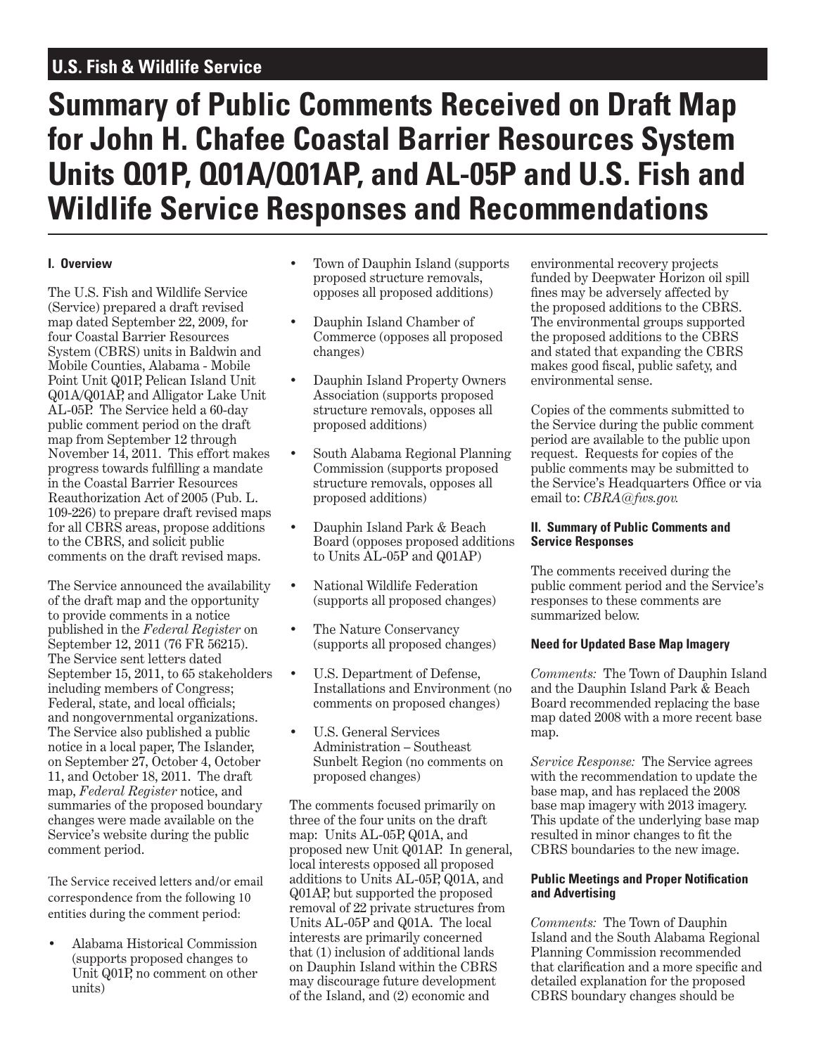U.S. Fish & Wildlife Service

# Summary of Public Comments Received on Draft Map for John H. Chafee Coastal Barrier Resources System Units Q01P, Q01A/Q01AP, and AL-05P and U.S. Fish and Wildlife Service Responses and Recommendations

## I. Overview

The U.S. Fish and Wildlife Service (Service) prepared a draft revised map dated September 22, 2009, for four Coastal Barrier Resources System (CBRS) units in Baldwin and Mobile Counties, Alabama - Mobile Point Unit Q01P, Pelican Island Unit Q01A/Q01AP, and Alligator Lake Unit AL-05P. The Service held a 60-day public comment period on the draft map from September 12 through November 14, 2011. This effort makes progress towards fulfilling a mandate in the Coastal Barrier Resources Reauthorization Act of 2005 (Pub. L. 109-226) to prepare draft revised maps for all CBRS areas, propose additions to the CBRS, and solicit public comments on the draft revised maps.

The Service announced the availability of the draft map and the opportunity to provide comments in a notice published in the *Federal Register* on September 12, 2011 (76 FR 56215). The Service sent letters dated September 15, 2011, to 65 stakeholders including members of Congress; Federal, state, and local officials; and nongovernmental organizations. The Service also published a public notice in a local paper, The Islander, on September 27, October 4, October 11, and October 18, 2011. The draft map, *Federal Register* notice, and summaries of the proposed boundary changes were made available on the Service's website during the public comment period.

The Service received letters and/or email correspondence from the following 10 entities during the comment period:

- Alabama Historical Commission (supports proposed changes to Unit Q01P, no comment on other units)
- Town of Dauphin Island (supports proposed structure removals, opposes all proposed additions)
- Dauphin Island Chamber of Commerce (opposes all proposed changes)
- Dauphin Island Property Owners Association (supports proposed structure removals, opposes all proposed additions)
- South Alabama Regional Planning Commission (supports proposed structure removals, opposes all proposed additions)
- Dauphin Island Park & Beach Board (opposes proposed additions to Units AL-05P and Q01AP)
- National Wildlife Federation (supports all proposed changes)
- The Nature Conservancy (supports all proposed changes)
- U.S. Department of Defense, Installations and Environment (no comments on proposed changes)
- U.S. General Services Administration – Southeast Sunbelt Region (no comments on proposed changes)

The comments focused primarily on three of the four units on the draft map: Units AL-05P, Q01A, and proposed new Unit Q01AP. In general, local interests opposed all proposed additions to Units AL-05P, Q01A, and Q01AP, but supported the proposed removal of 22 private structures from Units AL-05P and Q01A. The local interests are primarily concerned that (1) inclusion of additional lands on Dauphin Island within the CBRS may discourage future development of the Island, and (2) economic and environmental recovery projects funded by Deepwater Horizon oil spill fines may be adversely affected by the proposed additions to the CBRS. The environmental groups supported the proposed additions to the CBRS and stated that expanding the CBRS makes good fiscal, public safety, and environmental sense.

Copies of the comments submitted to the Service during the public comment period are available to the public upon request. Requests for copies of the public comments may be submitted to the Service's Headquarters Office or via email to: *CBRA@fws.gov.*

## II. Summary of Public Comments and Service Responses

The comments received during the public comment period and the Service's responses to these comments are summarized below.

### Need for Updated Base Map Imagery

*Comments:* The Town of Dauphin Island and the Dauphin Island Park & Beach Board recommended replacing the base map dated 2008 with a more recent base map.

*Service Response:* The Service agrees with the recommendation to update the base map, and has replaced the 2008 base map imagery with 2013 imagery. This update of the underlying base map resulted in minor changes to fit the CBRS boundaries to the new image.

### Public Meetings and Proper Notification and Advertising

*Comments:* The Town of Dauphin Island and the South Alabama Regional Planning Commission recommended that clarification and a more specific and detailed explanation for the proposed CBRS boundary changes should be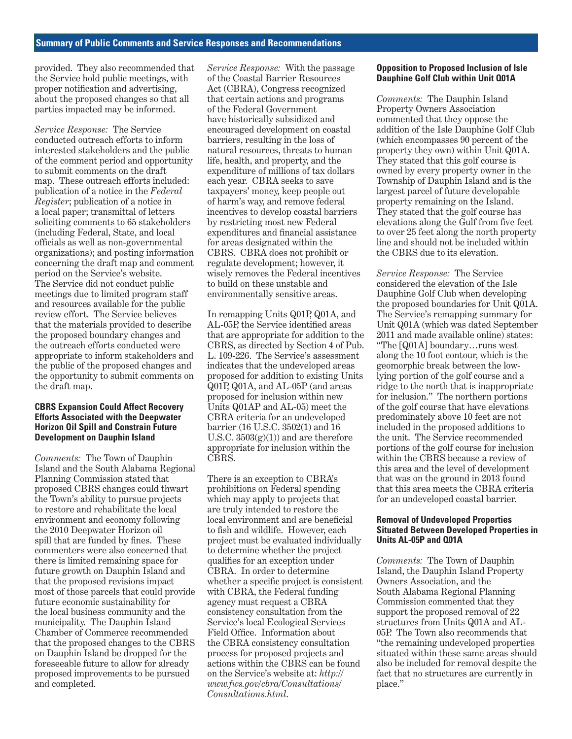provided. They also recommended that the Service hold public meetings, with proper notification and advertising, about the proposed changes so that all parties impacted may be informed.

*Service Response:* The Service conducted outreach efforts to inform interested stakeholders and the public of the comment period and opportunity to submit comments on the draft map. These outreach efforts included: publication of a notice in the *Federal Register*; publication of a notice in a local paper; transmittal of letters soliciting comments to 65 stakeholders (including Federal, State, and local officials as well as non-governmental organizations); and posting information concerning the draft map and comment period on the Service's website. The Service did not conduct public meetings due to limited program staff and resources available for the public review effort. The Service believes that the materials provided to describe the proposed boundary changes and the outreach efforts conducted were appropriate to inform stakeholders and the public of the proposed changes and the opportunity to submit comments on the draft map.

### CBRS Expansion Could Affect Recovery Efforts Associated with the Deepwater Horizon Oil Spill and Constrain Future Development on Dauphin Island

*Comments:* The Town of Dauphin Island and the South Alabama Regional Planning Commission stated that proposed CBRS changes could thwart the Town's ability to pursue projects to restore and rehabilitate the local environment and economy following the 2010 Deepwater Horizon oil spill that are funded by fines. These commenters were also concerned that there is limited remaining space for future growth on Dauphin Island and that the proposed revisions impact most of those parcels that could provide future economic sustainability for the local business community and the municipality. The Dauphin Island Chamber of Commerce recommended that the proposed changes to the CBRS on Dauphin Island be dropped for the foreseeable future to allow for already proposed improvements to be pursued and completed.

*Service Response:* With the passage of the Coastal Barrier Resources Act (CBRA), Congress recognized that certain actions and programs of the Federal Government have historically subsidized and encouraged development on coastal barriers, resulting in the loss of natural resources, threats to human life, health, and property, and the expenditure of millions of tax dollars each year. CBRA seeks to save taxpayers' money, keep people out of harm's way, and remove federal incentives to develop coastal barriers by restricting most new Federal expenditures and financial assistance for areas designated within the CBRS. CBRA does not prohibit or regulate development; however, it wisely removes the Federal incentives to build on these unstable and environmentally sensitive areas.

In remapping Units Q01P, Q01A, and AL-05P, the Service identified areas that are appropriate for addition to the CBRS, as directed by Section 4 of Pub. L. 109-226. The Service's assessment indicates that the undeveloped areas proposed for addition to existing Units Q01P, Q01A, and AL-05P (and areas proposed for inclusion within new Units Q01AP and AL-05) meet the CBRA criteria for an undeveloped barrier (16 U.S.C. 3502(1) and 16 U.S.C. 3503(g)(1)) and are therefore appropriate for inclusion within the CBRS.

There is an exception to CBRA's prohibitions on Federal spending which may apply to projects that are truly intended to restore the local environment and are beneficial to fish and wildlife. However, each project must be evaluated individually to determine whether the project qualifies for an exception under CBRA. In order to determine whether a specific project is consistent with CBRA, the Federal funding agency must request a CBRA consistency consultation from the Service's local Ecological Services Field Office. Information about the CBRA consistency consultation process for proposed projects and actions within the CBRS can be found on the Service's website at: *http://www.fws.gov/cbra/Consultations/Consultations.html*.

### Opposition to Proposed Inclusion of Isle Dauphine Golf Club within Unit Q01A

*Comments:* The Dauphin Island Property Owners Association commented that they oppose the addition of the Isle Dauphine Golf Club (which encompasses 90 percent of the property they own) within Unit Q01A. They stated that this golf course is owned by every property owner in the Township of Dauphin Island and is the largest parcel of future developable property remaining on the Island. They stated that the golf course has elevations along the Gulf from five feet to over 25 feet along the north property line and should not be included within the CBRS due to its elevation.

*Service Response:* The Service considered the elevation of the Isle Dauphine Golf Club when developing the proposed boundaries for Unit Q01A. The Service's remapping summary for Unit Q01A (which was dated September 2011 and made available online) states: "The [Q01A] boundary…runs west along the 10 foot contour, which is the geomorphic break between the low-lying portion of the golf course and a ridge to the north that is inappropriate for inclusion." The northern portions of the golf course that have elevations predominately above 10 feet are not included in the proposed additions to the unit. The Service recommended portions of the golf course for inclusion within the CBRS because a review of this area and the level of development that was on the ground in 2013 found that this area meets the CBRA criteria for an undeveloped coastal barrier.

### Removal of Undeveloped Properties Situated Between Developed Properties in Units AL-05P and Q01A

*Comments:* The Town of Dauphin Island, the Dauphin Island Property Owners Association, and the South Alabama Regional Planning Commission commented that they support the proposed removal of 22 structures from Units Q01A and AL-05P. The Town also recommends that "the remaining undeveloped properties situated within these same areas should also be included for removal despite the fact that no structures are currently in place."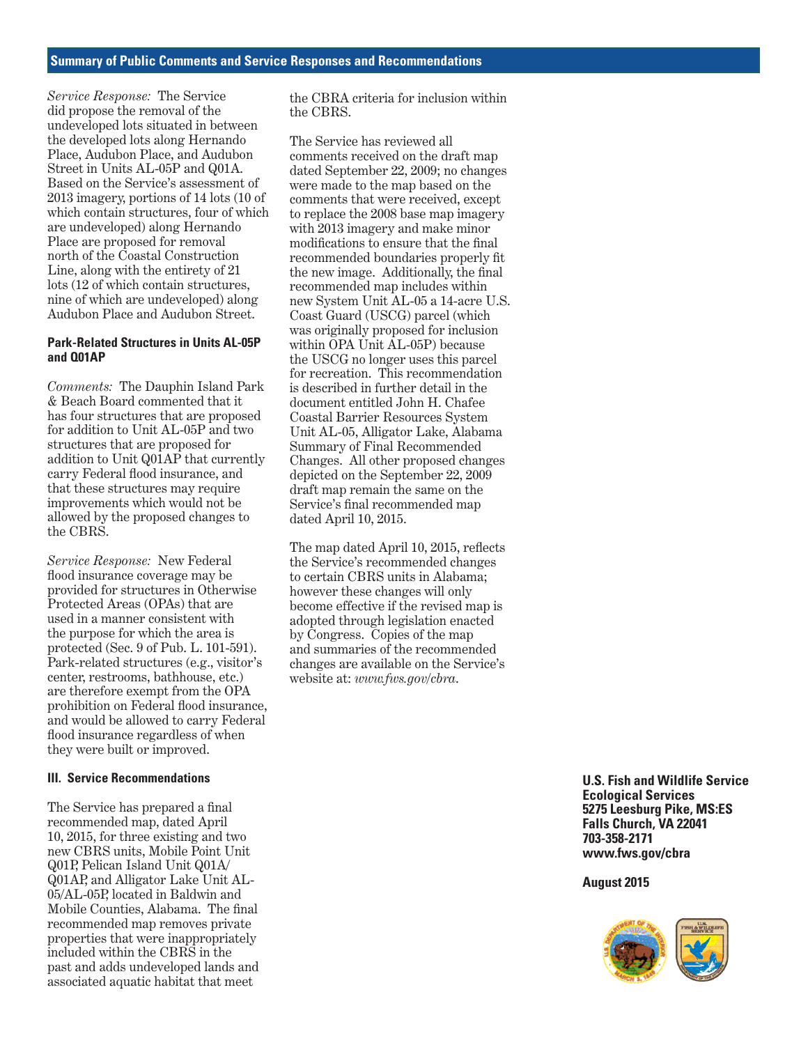*Service Response:* The Service did propose the removal of the undeveloped lots situated in between the developed lots along Hernando Place, Audubon Place, and Audubon Street in Units AL-05P and Q01A. Based on the Service's assessment of 2013 imagery, portions of 14 lots (10 of which contain structures, four of which are undeveloped) along Hernando Place are proposed for removal north of the Coastal Construction Line, along with the entirety of 21 lots (12 of which contain structures, nine of which are undeveloped) along Audubon Place and Audubon Street.

#### Park-Related Structures in Units AL-05P and Q01AP

*Comments:* The Dauphin Island Park & Beach Board commented that it has four structures that are proposed for addition to Unit AL-05P and two structures that are proposed for addition to Unit Q01AP that currently carry Federal flood insurance, and that these structures may require improvements which would not be allowed by the proposed changes to the CBRS.

*Service Response:* New Federal flood insurance coverage may be provided for structures in Otherwise Protected Areas (OPAs) that are used in a manner consistent with the purpose for which the area is protected (Sec. 9 of Pub. L. 101-591). Park-related structures (e.g., visitor's center, restrooms, bathhouse, etc.) are therefore exempt from the OPA prohibition on Federal flood insurance, and would be allowed to carry Federal flood insurance regardless of when they were built or improved.

### III. Service Recommendations

The Service has prepared a final recommended map, dated April 10, 2015, for three existing and two new CBRS units, Mobile Point Unit Q01P, Pelican Island Unit Q01A/Q01AP, and Alligator Lake Unit AL-05/AL-05P, located in Baldwin and Mobile Counties, Alabama. The final recommended map removes private properties that were inappropriately included within the CBRS in the past and adds undeveloped lands and associated aquatic habitat that meet the CBRA criteria for inclusion within the CBRS.

The Service has reviewed all comments received on the draft map dated September 22, 2009; no changes were made to the map based on the comments that were received, except to replace the 2008 base map imagery with 2013 imagery and make minor modifications to ensure that the final recommended boundaries properly fit the new image. Additionally, the final recommended map includes within new System Unit AL-05 a 14-acre U.S. Coast Guard (USCG) parcel (which was originally proposed for inclusion within OPA Unit AL-05P) because the USCG no longer uses this parcel for recreation. This recommendation is described in further detail in the document entitled John H. Chafee Coastal Barrier Resources System Unit AL-05, Alligator Lake, Alabama Summary of Final Recommended Changes. All other proposed changes depicted on the September 22, 2009 draft map remain the same on the Service's final recommended map dated April 10, 2015.

The map dated April 10, 2015, reflects the Service's recommended changes to certain CBRS units in Alabama; however these changes will only become effective if the revised map is adopted through legislation enacted by Congress. Copies of the map and summaries of the recommended changes are available on the Service's website at: *www.fws.gov/cbra*.

**U.S. Fish and Wildlife Service**
**Ecological Services**
**5275 Leesburg Pike, MS:ES**
**Falls Church, VA 22041**
**703-358-2171**
**www.fws.gov/cbra**

**August 2015**